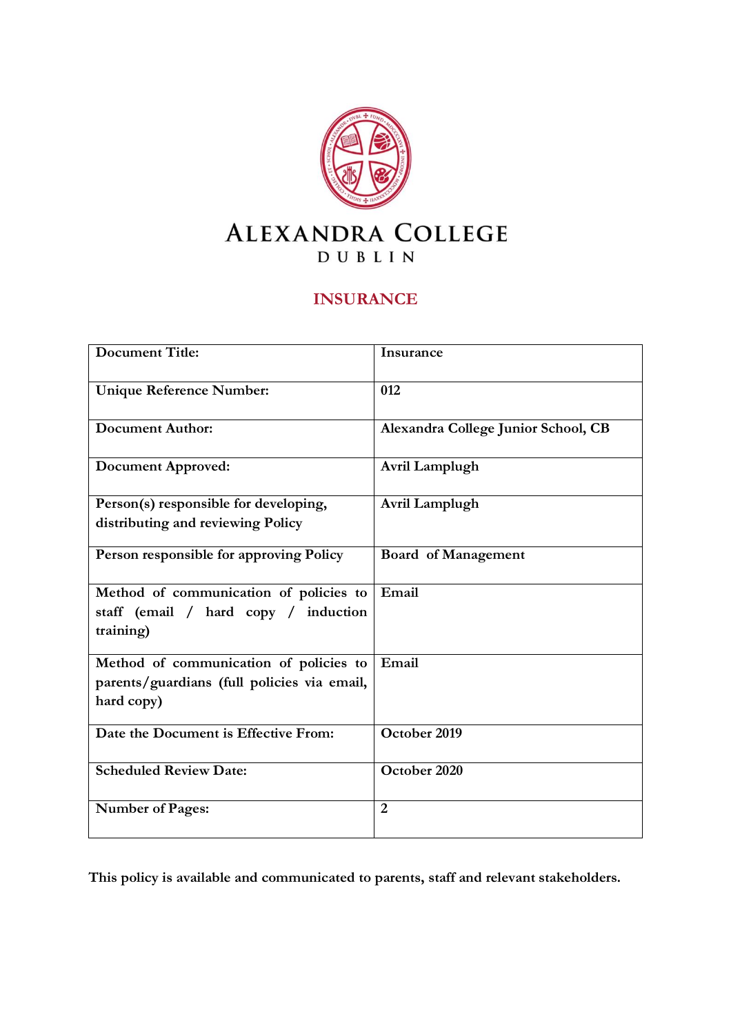# ALEXANDRA COLLEGE

DUBLIN

## INSURANCE

| Document Title: | Insurance |
|---|---|
| Unique Reference Number: | 012 |
| Document Author: | Alexandra College Junior School, CB |
| Document Approved: | Avril Lamplugh |
| Person(s) responsible for developing, distributing and reviewing Policy | Avril Lamplugh |
| Person responsible for approving Policy | Board of Management |
| Method of communication of policies to staff (email / hard copy / induction training) | Email |
| Method of communication of policies to parents/guardians (full policies via email, hard copy) | Email |
| Date the Document is Effective From: | October 2019 |
| Scheduled Review Date: | October 2020 |
| Number of Pages: | 2 |

**This policy is available and communicated to parents, staff and relevant stakeholders.**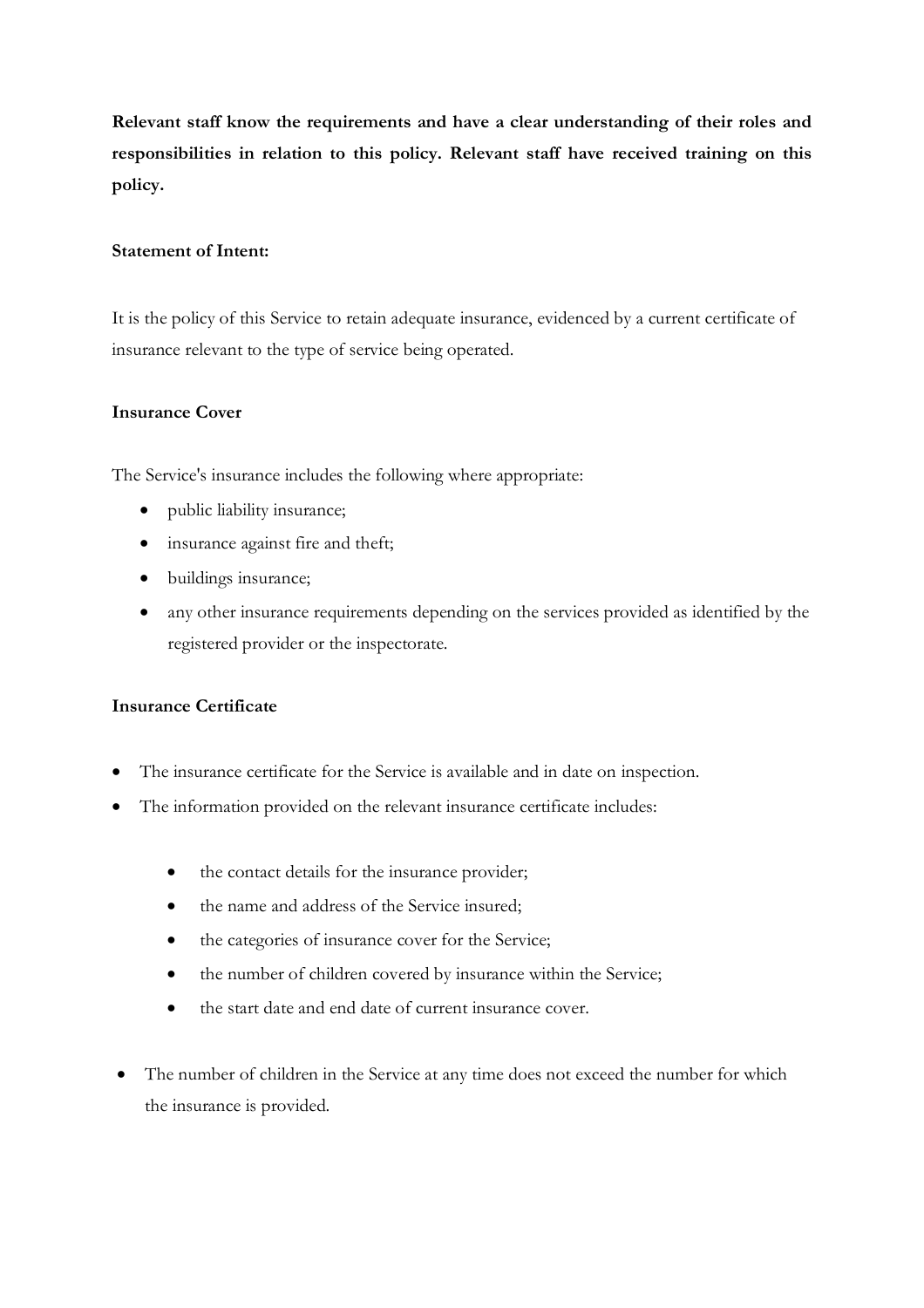**Relevant staff know the requirements and have a clear understanding of their roles and responsibilities in relation to this policy. Relevant staff have received training on this policy.**

**Statement of Intent:**

It is the policy of this Service to retain adequate insurance, evidenced by a current certificate of insurance relevant to the type of service being operated.

**Insurance Cover**

The Service's insurance includes the following where appropriate:

- public liability insurance;
- insurance against fire and theft;
- buildings insurance;
- any other insurance requirements depending on the services provided as identified by the registered provider or the inspectorate.

**Insurance Certificate**

- The insurance certificate for the Service is available and in date on inspection.
- The information provided on the relevant insurance certificate includes:
  - the contact details for the insurance provider;
  - the name and address of the Service insured;
  - the categories of insurance cover for the Service;
  - the number of children covered by insurance within the Service;
  - the start date and end date of current insurance cover.
- The number of children in the Service at any time does not exceed the number for which the insurance is provided.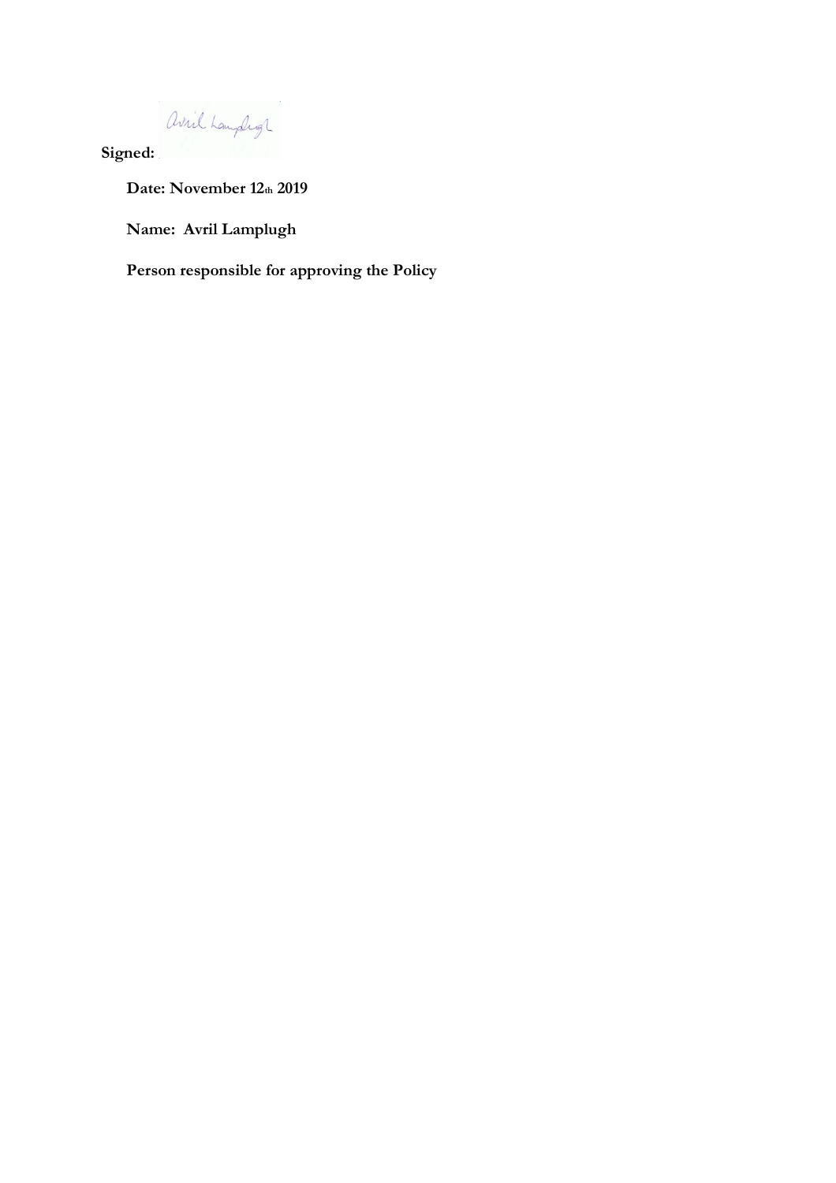**Signed:** Avril Lamplugh

**Date: November 12th 2019**

**Name: Avril Lamplugh**

**Person responsible for approving the Policy**